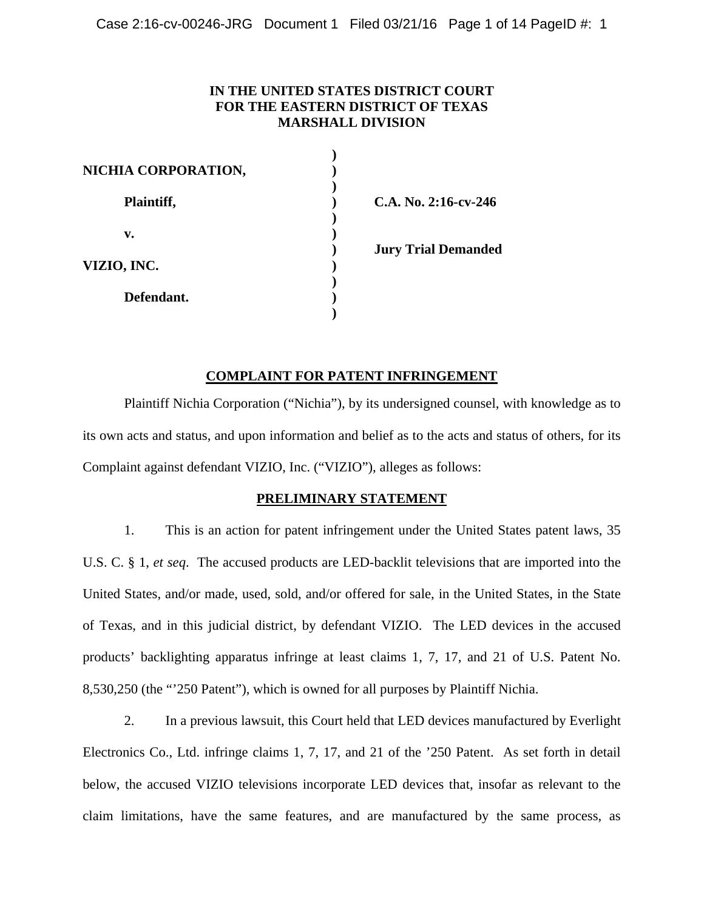**IN THE UNITED STATES DISTRICT COURT**
**FOR THE EASTERN DISTRICT OF TEXAS**
**MARSHALL DIVISION**

| | | |
|---|---|---|
| **NICHIA CORPORATION,** | ) | |
| **Plaintiff,** | ) | **C.A. No. 2:16-cv-246** |
| **v.** | ) | |
| | ) | **Jury Trial Demanded** |
| **VIZIO, INC.** | ) | |
| **Defendant.** | ) | |

## COMPLAINT FOR PATENT INFRINGEMENT

Plaintiff Nichia Corporation ("Nichia"), by its undersigned counsel, with knowledge as to its own acts and status, and upon information and belief as to the acts and status of others, for its Complaint against defendant VIZIO, Inc. ("VIZIO"), alleges as follows:

## PRELIMINARY STATEMENT

1. This is an action for patent infringement under the United States patent laws, 35 U.S. C. § 1, *et seq*. The accused products are LED-backlit televisions that are imported into the United States, and/or made, used, sold, and/or offered for sale, in the United States, in the State of Texas, and in this judicial district, by defendant VIZIO. The LED devices in the accused products' backlighting apparatus infringe at least claims 1, 7, 17, and 21 of U.S. Patent No. 8,530,250 (the "'250 Patent"), which is owned for all purposes by Plaintiff Nichia.

2. In a previous lawsuit, this Court held that LED devices manufactured by Everlight Electronics Co., Ltd. infringe claims 1, 7, 17, and 21 of the '250 Patent. As set forth in detail below, the accused VIZIO televisions incorporate LED devices that, insofar as relevant to the claim limitations, have the same features, and are manufactured by the same process, as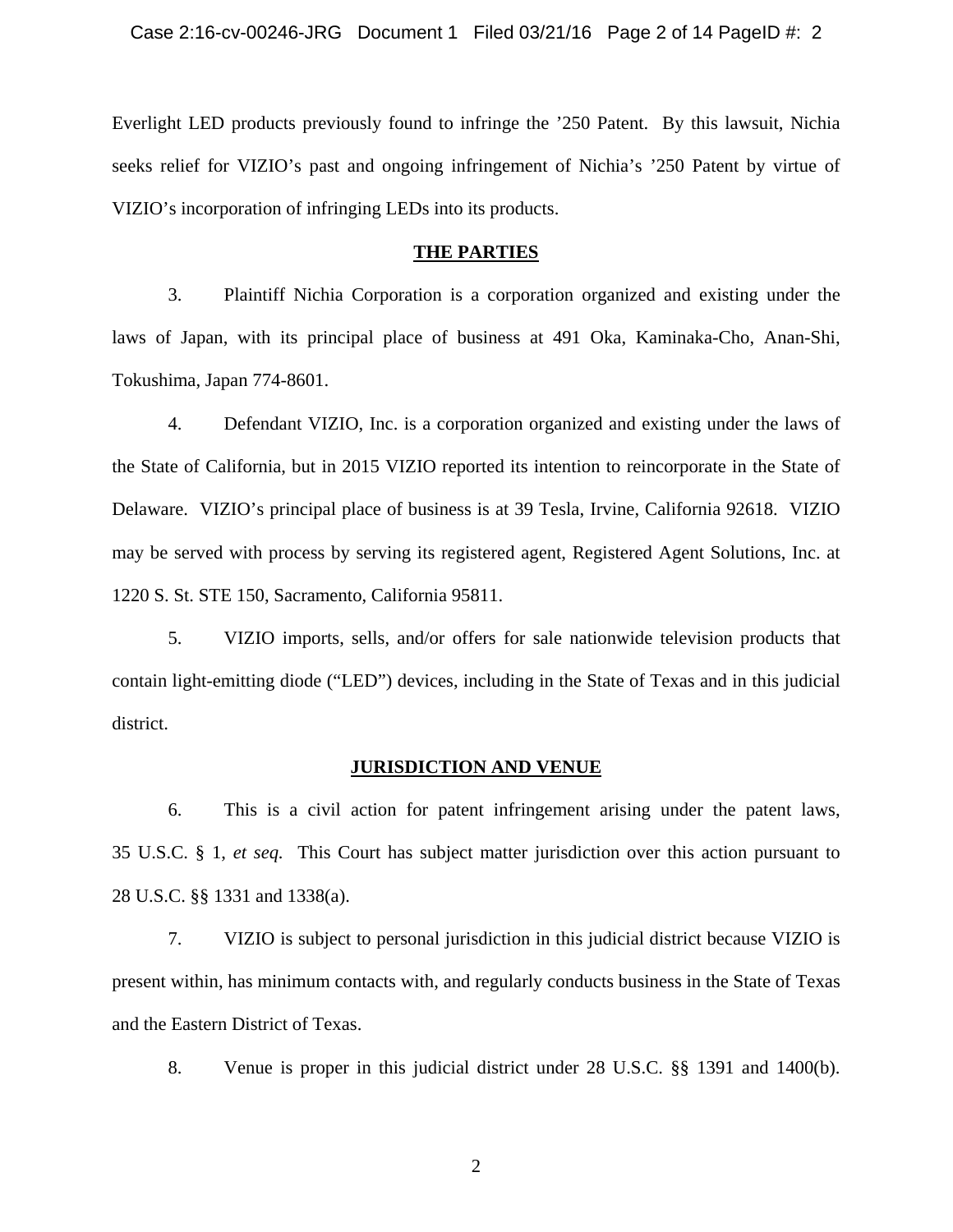Everlight LED products previously found to infringe the '250 Patent. By this lawsuit, Nichia seeks relief for VIZIO's past and ongoing infringement of Nichia's '250 Patent by virtue of VIZIO's incorporation of infringing LEDs into its products.

## THE PARTIES

3. Plaintiff Nichia Corporation is a corporation organized and existing under the laws of Japan, with its principal place of business at 491 Oka, Kaminaka-Cho, Anan-Shi, Tokushima, Japan 774-8601.

4. Defendant VIZIO, Inc. is a corporation organized and existing under the laws of the State of California, but in 2015 VIZIO reported its intention to reincorporate in the State of Delaware. VIZIO's principal place of business is at 39 Tesla, Irvine, California 92618. VIZIO may be served with process by serving its registered agent, Registered Agent Solutions, Inc. at 1220 S. St. STE 150, Sacramento, California 95811.

5. VIZIO imports, sells, and/or offers for sale nationwide television products that contain light-emitting diode ("LED") devices, including in the State of Texas and in this judicial district.

## JURISDICTION AND VENUE

6. This is a civil action for patent infringement arising under the patent laws, 35 U.S.C. § 1, *et seq.* This Court has subject matter jurisdiction over this action pursuant to 28 U.S.C. §§ 1331 and 1338(a).

7. VIZIO is subject to personal jurisdiction in this judicial district because VIZIO is present within, has minimum contacts with, and regularly conducts business in the State of Texas and the Eastern District of Texas.

8. Venue is proper in this judicial district under 28 U.S.C. §§ 1391 and 1400(b).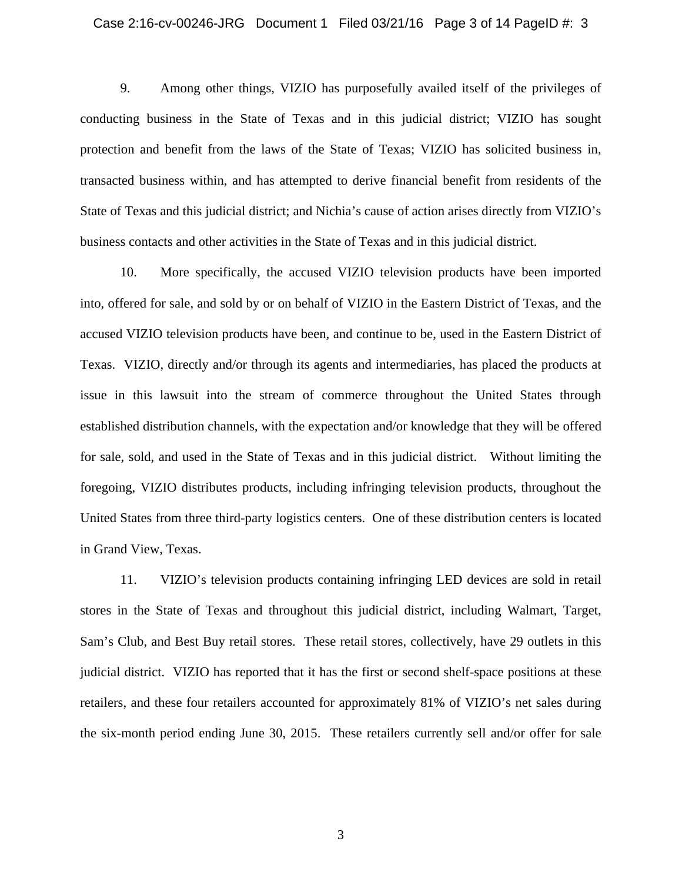9. Among other things, VIZIO has purposefully availed itself of the privileges of conducting business in the State of Texas and in this judicial district; VIZIO has sought protection and benefit from the laws of the State of Texas; VIZIO has solicited business in, transacted business within, and has attempted to derive financial benefit from residents of the State of Texas and this judicial district; and Nichia's cause of action arises directly from VIZIO's business contacts and other activities in the State of Texas and in this judicial district.

10. More specifically, the accused VIZIO television products have been imported into, offered for sale, and sold by or on behalf of VIZIO in the Eastern District of Texas, and the accused VIZIO television products have been, and continue to be, used in the Eastern District of Texas. VIZIO, directly and/or through its agents and intermediaries, has placed the products at issue in this lawsuit into the stream of commerce throughout the United States through established distribution channels, with the expectation and/or knowledge that they will be offered for sale, sold, and used in the State of Texas and in this judicial district. Without limiting the foregoing, VIZIO distributes products, including infringing television products, throughout the United States from three third-party logistics centers. One of these distribution centers is located in Grand View, Texas.

11. VIZIO's television products containing infringing LED devices are sold in retail stores in the State of Texas and throughout this judicial district, including Walmart, Target, Sam's Club, and Best Buy retail stores. These retail stores, collectively, have 29 outlets in this judicial district. VIZIO has reported that it has the first or second shelf-space positions at these retailers, and these four retailers accounted for approximately 81% of VIZIO's net sales during the six-month period ending June 30, 2015. These retailers currently sell and/or offer for sale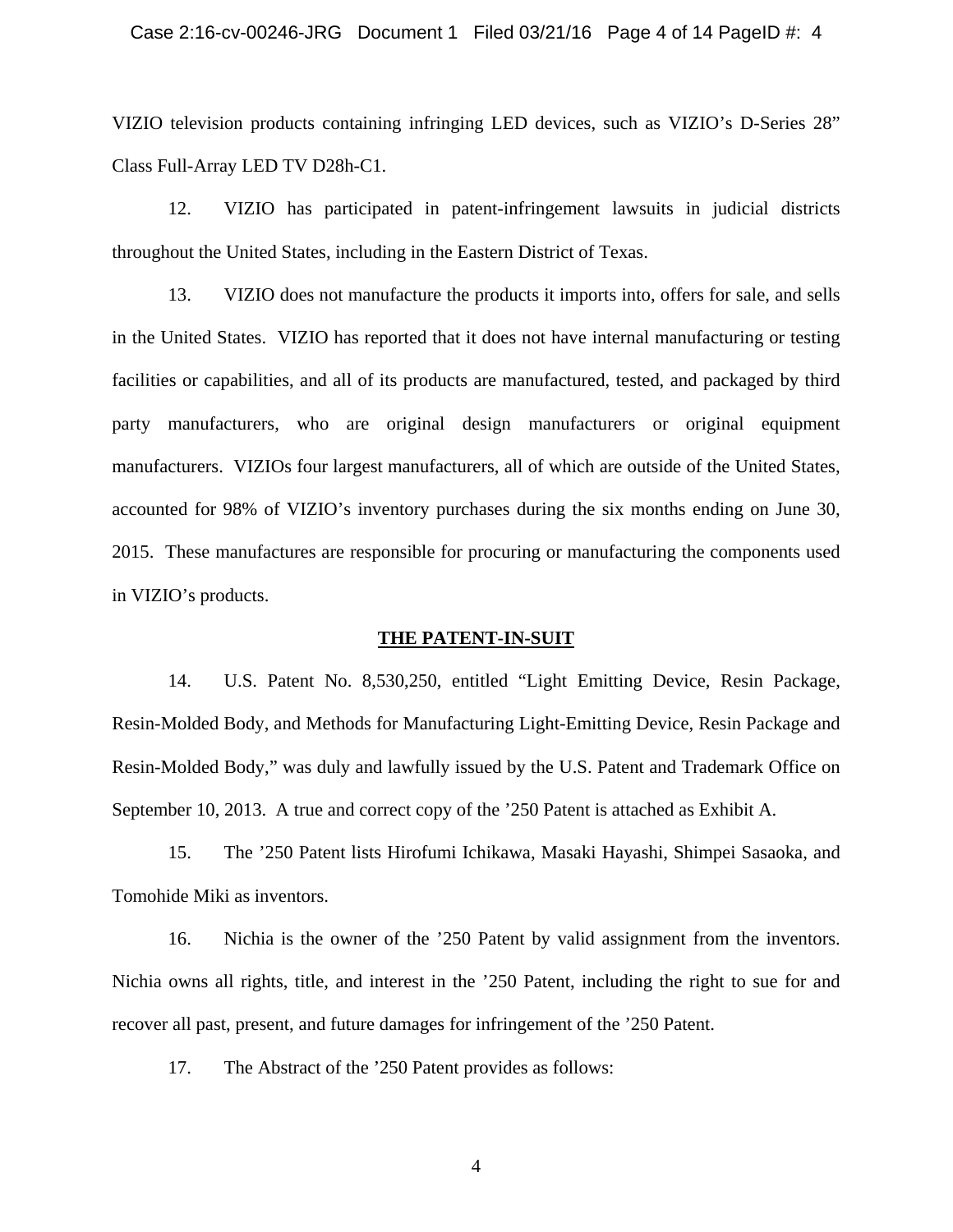VIZIO television products containing infringing LED devices, such as VIZIO's D-Series 28" Class Full-Array LED TV D28h-C1.

12. VIZIO has participated in patent-infringement lawsuits in judicial districts throughout the United States, including in the Eastern District of Texas.

13. VIZIO does not manufacture the products it imports into, offers for sale, and sells in the United States. VIZIO has reported that it does not have internal manufacturing or testing facilities or capabilities, and all of its products are manufactured, tested, and packaged by third party manufacturers, who are original design manufacturers or original equipment manufacturers. VIZIOs four largest manufacturers, all of which are outside of the United States, accounted for 98% of VIZIO's inventory purchases during the six months ending on June 30, 2015. These manufactures are responsible for procuring or manufacturing the components used in VIZIO's products.

## THE PATENT-IN-SUIT

14. U.S. Patent No. 8,530,250, entitled "Light Emitting Device, Resin Package, Resin-Molded Body, and Methods for Manufacturing Light-Emitting Device, Resin Package and Resin-Molded Body," was duly and lawfully issued by the U.S. Patent and Trademark Office on September 10, 2013. A true and correct copy of the '250 Patent is attached as Exhibit A.

15. The '250 Patent lists Hirofumi Ichikawa, Masaki Hayashi, Shimpei Sasaoka, and Tomohide Miki as inventors.

16. Nichia is the owner of the '250 Patent by valid assignment from the inventors. Nichia owns all rights, title, and interest in the '250 Patent, including the right to sue for and recover all past, present, and future damages for infringement of the '250 Patent.

17. The Abstract of the '250 Patent provides as follows: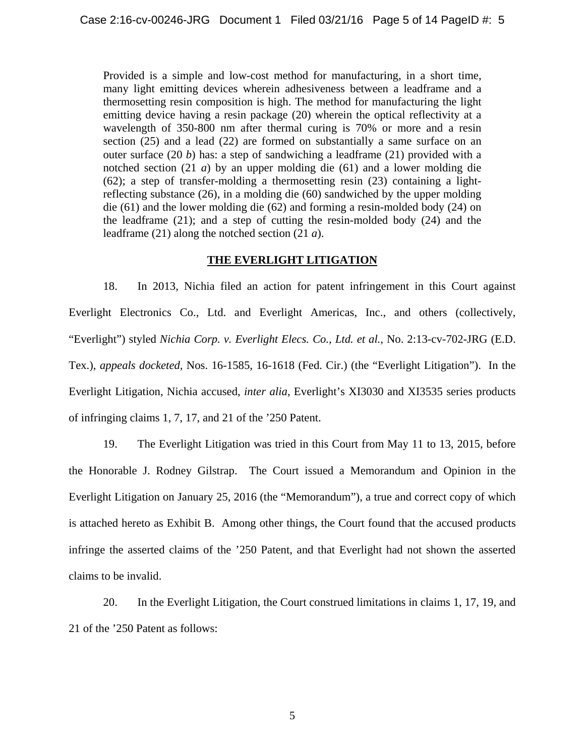Provided is a simple and low-cost method for manufacturing, in a short time, many light emitting devices wherein adhesiveness between a leadframe and a thermosetting resin composition is high. The method for manufacturing the light emitting device having a resin package (20) wherein the optical reflectivity at a wavelength of 350-800 nm after thermal curing is 70% or more and a resin section (25) and a lead (22) are formed on substantially a same surface on an outer surface (20 *b*) has: a step of sandwiching a leadframe (21) provided with a notched section (21 *a*) by an upper molding die (61) and a lower molding die (62); a step of transfer-molding a thermosetting resin (23) containing a light-reflecting substance (26), in a molding die (60) sandwiched by the upper molding die (61) and the lower molding die (62) and forming a resin-molded body (24) on the leadframe (21); and a step of cutting the resin-molded body (24) and the leadframe (21) along the notched section (21 *a*).

## THE EVERLIGHT LITIGATION

18. In 2013, Nichia filed an action for patent infringement in this Court against Everlight Electronics Co., Ltd. and Everlight Americas, Inc., and others (collectively, "Everlight") styled *Nichia Corp. v. Everlight Elecs. Co., Ltd. et al.*, No. 2:13-cv-702-JRG (E.D. Tex.), *appeals docketed,* Nos. 16-1585, 16-1618 (Fed. Cir.) (the "Everlight Litigation"). In the Everlight Litigation, Nichia accused, *inter alia*, Everlight's XI3030 and XI3535 series products of infringing claims 1, 7, 17, and 21 of the '250 Patent.

19. The Everlight Litigation was tried in this Court from May 11 to 13, 2015, before the Honorable J. Rodney Gilstrap. The Court issued a Memorandum and Opinion in the Everlight Litigation on January 25, 2016 (the "Memorandum"), a true and correct copy of which is attached hereto as Exhibit B. Among other things, the Court found that the accused products infringe the asserted claims of the '250 Patent, and that Everlight had not shown the asserted claims to be invalid.

20. In the Everlight Litigation, the Court construed limitations in claims 1, 17, 19, and 21 of the '250 Patent as follows: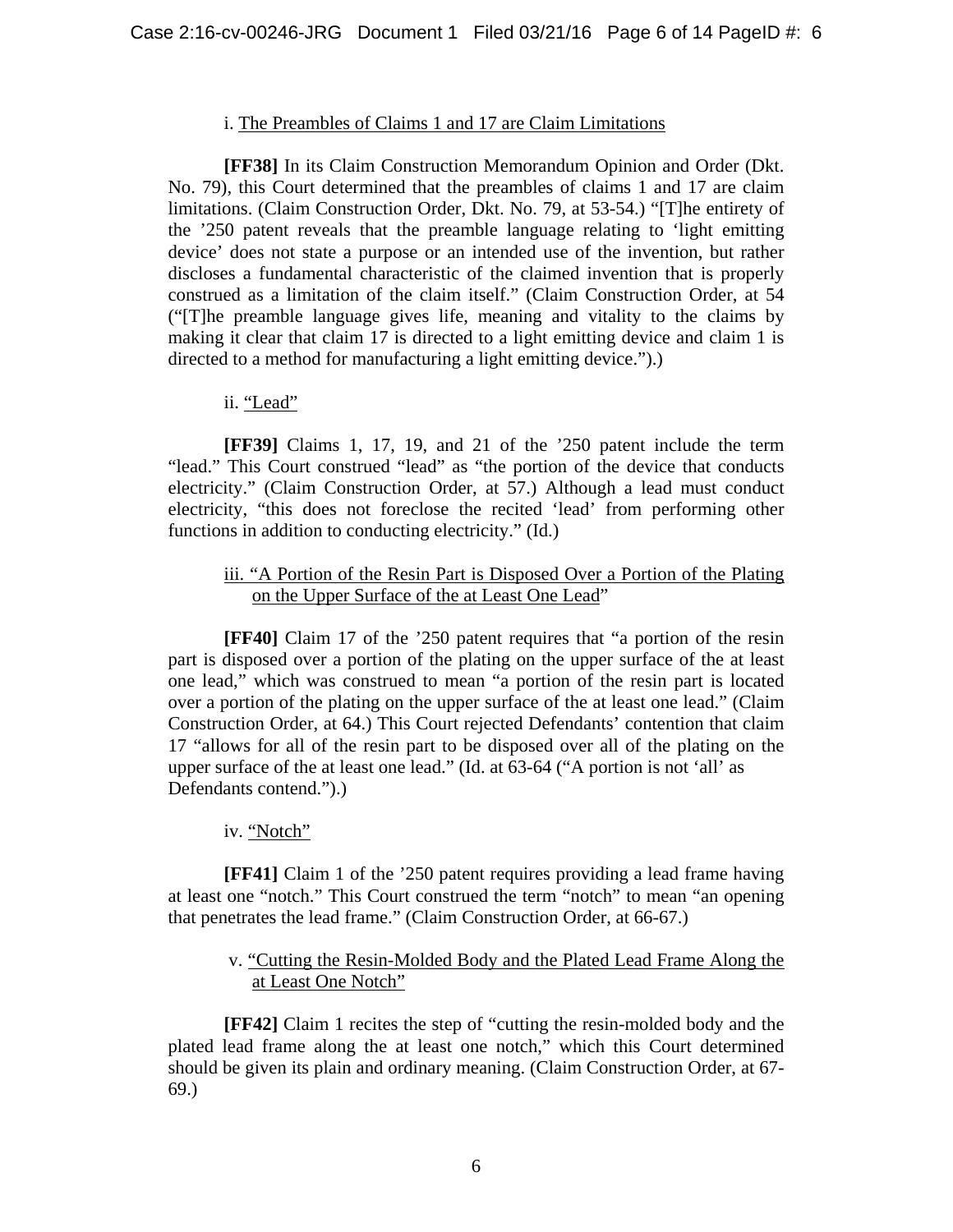i. <u>The Preambles of Claims 1 and 17 are Claim Limitations</u>

**[FF38]** In its Claim Construction Memorandum Opinion and Order (Dkt. No. 79), this Court determined that the preambles of claims 1 and 17 are claim limitations. (Claim Construction Order, Dkt. No. 79, at 53-54.) "[T]he entirety of the '250 patent reveals that the preamble language relating to 'light emitting device' does not state a purpose or an intended use of the invention, but rather discloses a fundamental characteristic of the claimed invention that is properly construed as a limitation of the claim itself." (Claim Construction Order, at 54 ("[T]he preamble language gives life, meaning and vitality to the claims by making it clear that claim 17 is directed to a light emitting device and claim 1 is directed to a method for manufacturing a light emitting device.").)

ii. <u>"Lead"</u>

**[FF39]** Claims 1, 17, 19, and 21 of the '250 patent include the term "lead." This Court construed "lead" as "the portion of the device that conducts electricity." (Claim Construction Order, at 57.) Although a lead must conduct electricity, "this does not foreclose the recited 'lead' from performing other functions in addition to conducting electricity." (Id.)

iii. <u>"A Portion of the Resin Part is Disposed Over a Portion of the Plating on the Upper Surface of the at Least One Lead</u>"

**[FF40]** Claim 17 of the '250 patent requires that "a portion of the resin part is disposed over a portion of the plating on the upper surface of the at least one lead," which was construed to mean "a portion of the resin part is located over a portion of the plating on the upper surface of the at least one lead." (Claim Construction Order, at 64.) This Court rejected Defendants' contention that claim 17 "allows for all of the resin part to be disposed over all of the plating on the upper surface of the at least one lead." (Id. at 63-64 ("A portion is not 'all' as Defendants contend.").)

iv. <u>"Notch"</u>

**[FF41]** Claim 1 of the '250 patent requires providing a lead frame having at least one "notch." This Court construed the term "notch" to mean "an opening that penetrates the lead frame." (Claim Construction Order, at 66-67.)

v. <u>"Cutting the Resin-Molded Body and the Plated Lead Frame Along the at Least One Notch"</u>

**[FF42]** Claim 1 recites the step of "cutting the resin-molded body and the plated lead frame along the at least one notch," which this Court determined should be given its plain and ordinary meaning. (Claim Construction Order, at 67-69.)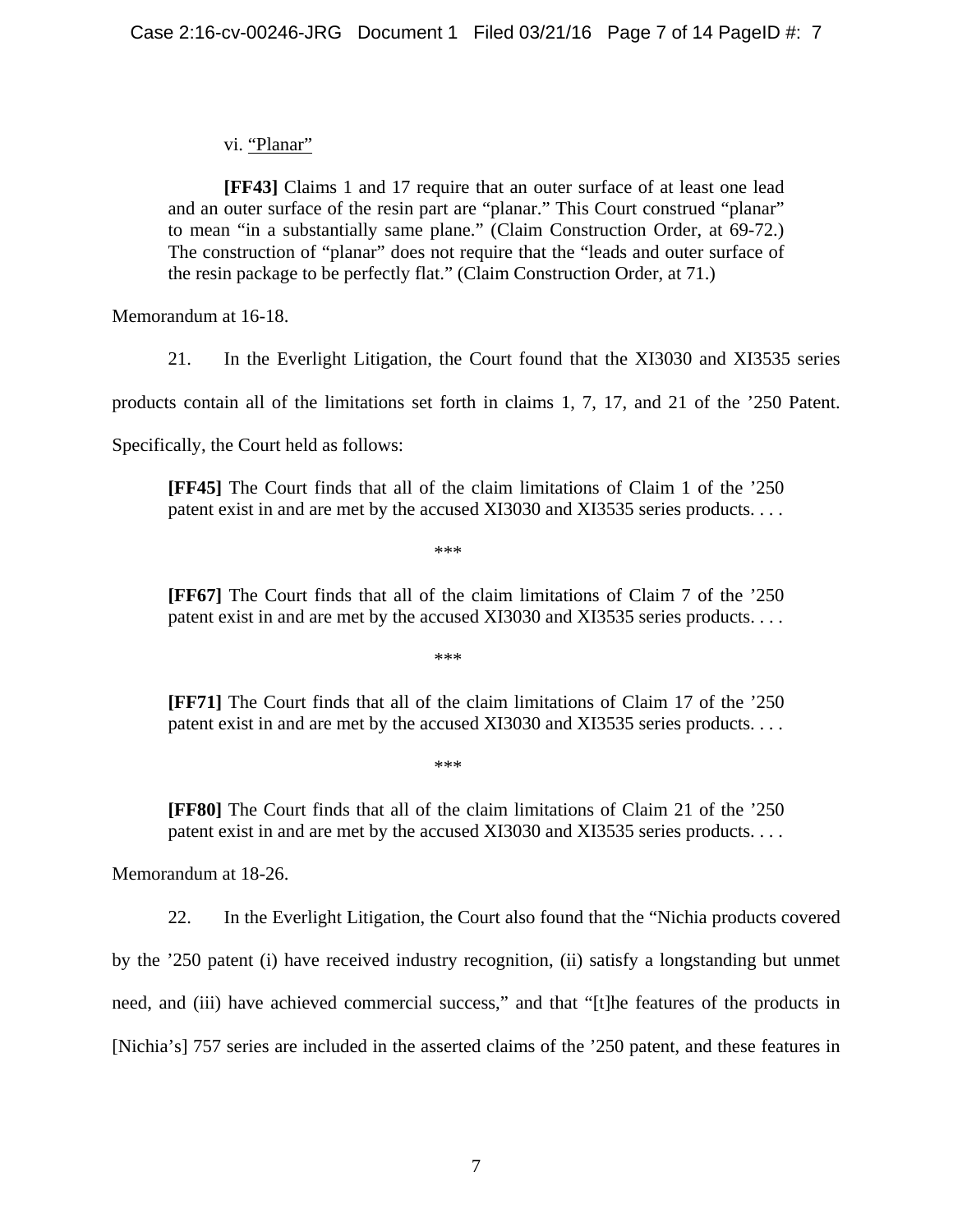vi. "Planar"

> **[FF43]** Claims 1 and 17 require that an outer surface of at least one lead and an outer surface of the resin part are "planar." This Court construed "planar" to mean "in a substantially same plane." (Claim Construction Order, at 69-72.) The construction of "planar" does not require that the "leads and outer surface of the resin package to be perfectly flat." (Claim Construction Order, at 71.)

Memorandum at 16-18.

21. In the Everlight Litigation, the Court found that the XI3030 and XI3535 series products contain all of the limitations set forth in claims 1, 7, 17, and 21 of the '250 Patent. Specifically, the Court held as follows:

> **[FF45]** The Court finds that all of the claim limitations of Claim 1 of the '250 patent exist in and are met by the accused XI3030 and XI3535 series products. . . .
>
> ***
>
> **[FF67]** The Court finds that all of the claim limitations of Claim 7 of the '250 patent exist in and are met by the accused XI3030 and XI3535 series products. . . .
>
> ***
>
> **[FF71]** The Court finds that all of the claim limitations of Claim 17 of the '250 patent exist in and are met by the accused XI3030 and XI3535 series products. . . .
>
> ***
>
> **[FF80]** The Court finds that all of the claim limitations of Claim 21 of the '250 patent exist in and are met by the accused XI3030 and XI3535 series products. . . .

Memorandum at 18-26.

22. In the Everlight Litigation, the Court also found that the "Nichia products covered by the '250 patent (i) have received industry recognition, (ii) satisfy a longstanding but unmet need, and (iii) have achieved commercial success," and that "[t]he features of the products in [Nichia's] 757 series are included in the asserted claims of the '250 patent, and these features in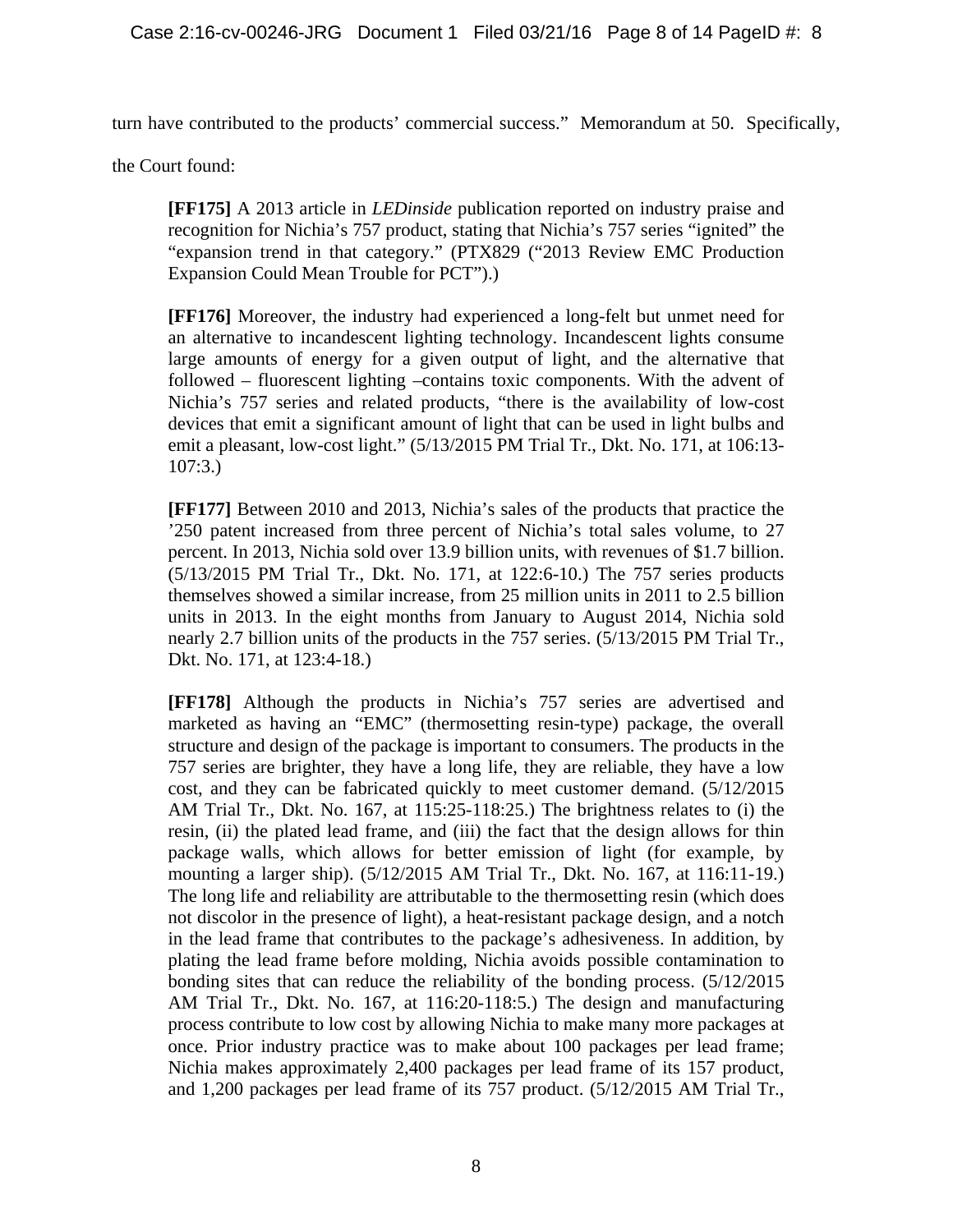turn have contributed to the products' commercial success." Memorandum at 50. Specifically, the Court found:

> **[FF175]** A 2013 article in *LEDinside* publication reported on industry praise and recognition for Nichia's 757 product, stating that Nichia's 757 series "ignited" the "expansion trend in that category." (PTX829 ("2013 Review EMC Production Expansion Could Mean Trouble for PCT").)
>
> **[FF176]** Moreover, the industry had experienced a long-felt but unmet need for an alternative to incandescent lighting technology. Incandescent lights consume large amounts of energy for a given output of light, and the alternative that followed – fluorescent lighting –contains toxic components. With the advent of Nichia's 757 series and related products, "there is the availability of low-cost devices that emit a significant amount of light that can be used in light bulbs and emit a pleasant, low-cost light." (5/13/2015 PM Trial Tr., Dkt. No. 171, at 106:13-107:3.)
>
> **[FF177]** Between 2010 and 2013, Nichia's sales of the products that practice the '250 patent increased from three percent of Nichia's total sales volume, to 27 percent. In 2013, Nichia sold over 13.9 billion units, with revenues of $1.7 billion. (5/13/2015 PM Trial Tr., Dkt. No. 171, at 122:6-10.) The 757 series products themselves showed a similar increase, from 25 million units in 2011 to 2.5 billion units in 2013. In the eight months from January to August 2014, Nichia sold nearly 2.7 billion units of the products in the 757 series. (5/13/2015 PM Trial Tr., Dkt. No. 171, at 123:4-18.)
>
> **[FF178]** Although the products in Nichia's 757 series are advertised and marketed as having an "EMC" (thermosetting resin-type) package, the overall structure and design of the package is important to consumers. The products in the 757 series are brighter, they have a long life, they are reliable, they have a low cost, and they can be fabricated quickly to meet customer demand. (5/12/2015 AM Trial Tr., Dkt. No. 167, at 115:25-118:25.) The brightness relates to (i) the resin, (ii) the plated lead frame, and (iii) the fact that the design allows for thin package walls, which allows for better emission of light (for example, by mounting a larger ship). (5/12/2015 AM Trial Tr., Dkt. No. 167, at 116:11-19.) The long life and reliability are attributable to the thermosetting resin (which does not discolor in the presence of light), a heat-resistant package design, and a notch in the lead frame that contributes to the package's adhesiveness. In addition, by plating the lead frame before molding, Nichia avoids possible contamination to bonding sites that can reduce the reliability of the bonding process. (5/12/2015 AM Trial Tr., Dkt. No. 167, at 116:20-118:5.) The design and manufacturing process contribute to low cost by allowing Nichia to make many more packages at once. Prior industry practice was to make about 100 packages per lead frame; Nichia makes approximately 2,400 packages per lead frame of its 157 product, and 1,200 packages per lead frame of its 757 product. (5/12/2015 AM Trial Tr.,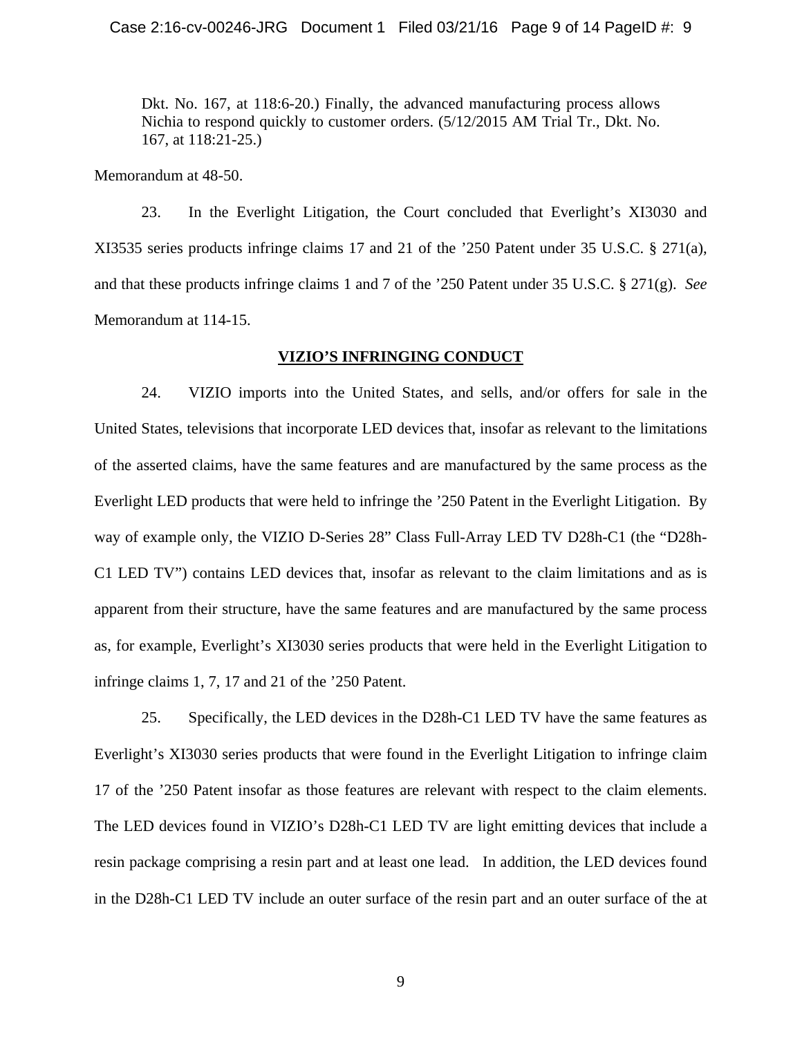> Dkt. No. 167, at 118:6-20.) Finally, the advanced manufacturing process allows Nichia to respond quickly to customer orders. (5/12/2015 AM Trial Tr., Dkt. No. 167, at 118:21-25.)

Memorandum at 48-50.

23. In the Everlight Litigation, the Court concluded that Everlight's XI3030 and XI3535 series products infringe claims 17 and 21 of the '250 Patent under 35 U.S.C. § 271(a), and that these products infringe claims 1 and 7 of the '250 Patent under 35 U.S.C. § 271(g). *See* Memorandum at 114-15.

**VIZIO'S INFRINGING CONDUCT**

24. VIZIO imports into the United States, and sells, and/or offers for sale in the United States, televisions that incorporate LED devices that, insofar as relevant to the limitations of the asserted claims, have the same features and are manufactured by the same process as the Everlight LED products that were held to infringe the '250 Patent in the Everlight Litigation. By way of example only, the VIZIO D-Series 28" Class Full-Array LED TV D28h-C1 (the "D28h-C1 LED TV") contains LED devices that, insofar as relevant to the claim limitations and as is apparent from their structure, have the same features and are manufactured by the same process as, for example, Everlight's XI3030 series products that were held in the Everlight Litigation to infringe claims 1, 7, 17 and 21 of the '250 Patent.

25. Specifically, the LED devices in the D28h-C1 LED TV have the same features as Everlight's XI3030 series products that were found in the Everlight Litigation to infringe claim 17 of the '250 Patent insofar as those features are relevant with respect to the claim elements. The LED devices found in VIZIO's D28h-C1 LED TV are light emitting devices that include a resin package comprising a resin part and at least one lead. In addition, the LED devices found in the D28h-C1 LED TV include an outer surface of the resin part and an outer surface of the at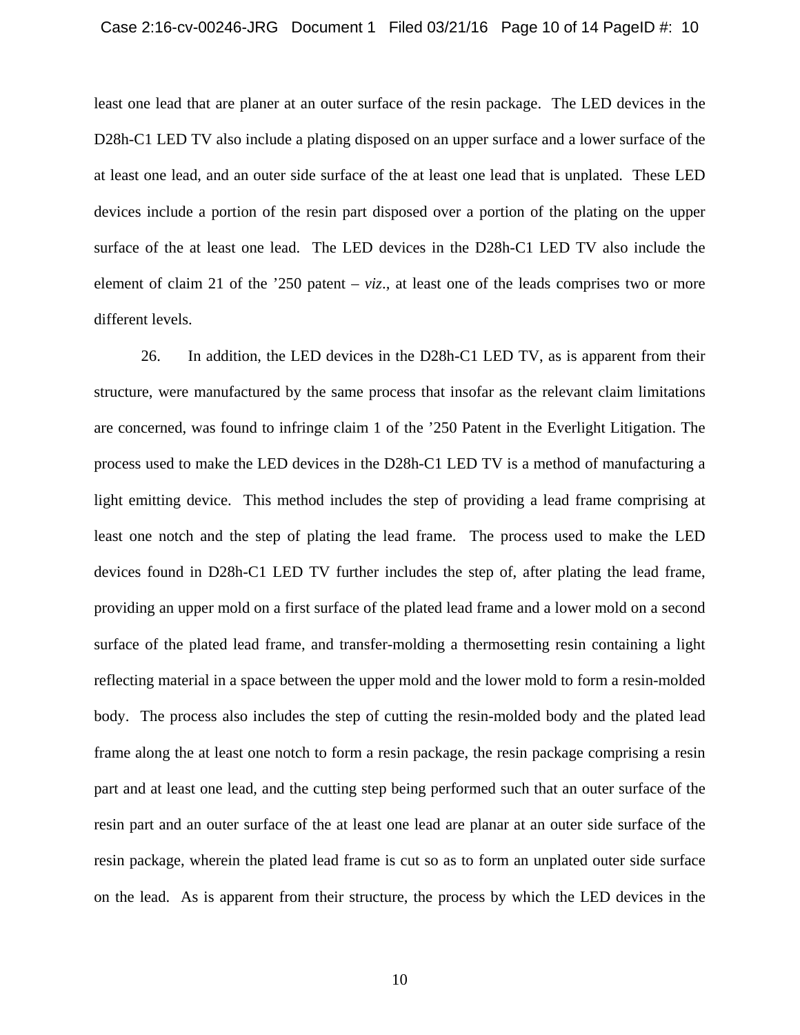least one lead that are planer at an outer surface of the resin package. The LED devices in the D28h-C1 LED TV also include a plating disposed on an upper surface and a lower surface of the at least one lead, and an outer side surface of the at least one lead that is unplated. These LED devices include a portion of the resin part disposed over a portion of the plating on the upper surface of the at least one lead. The LED devices in the D28h-C1 LED TV also include the element of claim 21 of the '250 patent – *viz*., at least one of the leads comprises two or more different levels.

26. In addition, the LED devices in the D28h-C1 LED TV, as is apparent from their structure, were manufactured by the same process that insofar as the relevant claim limitations are concerned, was found to infringe claim 1 of the '250 Patent in the Everlight Litigation. The process used to make the LED devices in the D28h-C1 LED TV is a method of manufacturing a light emitting device. This method includes the step of providing a lead frame comprising at least one notch and the step of plating the lead frame. The process used to make the LED devices found in D28h-C1 LED TV further includes the step of, after plating the lead frame, providing an upper mold on a first surface of the plated lead frame and a lower mold on a second surface of the plated lead frame, and transfer-molding a thermosetting resin containing a light reflecting material in a space between the upper mold and the lower mold to form a resin-molded body. The process also includes the step of cutting the resin-molded body and the plated lead frame along the at least one notch to form a resin package, the resin package comprising a resin part and at least one lead, and the cutting step being performed such that an outer surface of the resin part and an outer surface of the at least one lead are planar at an outer side surface of the resin package, wherein the plated lead frame is cut so as to form an unplated outer side surface on the lead. As is apparent from their structure, the process by which the LED devices in the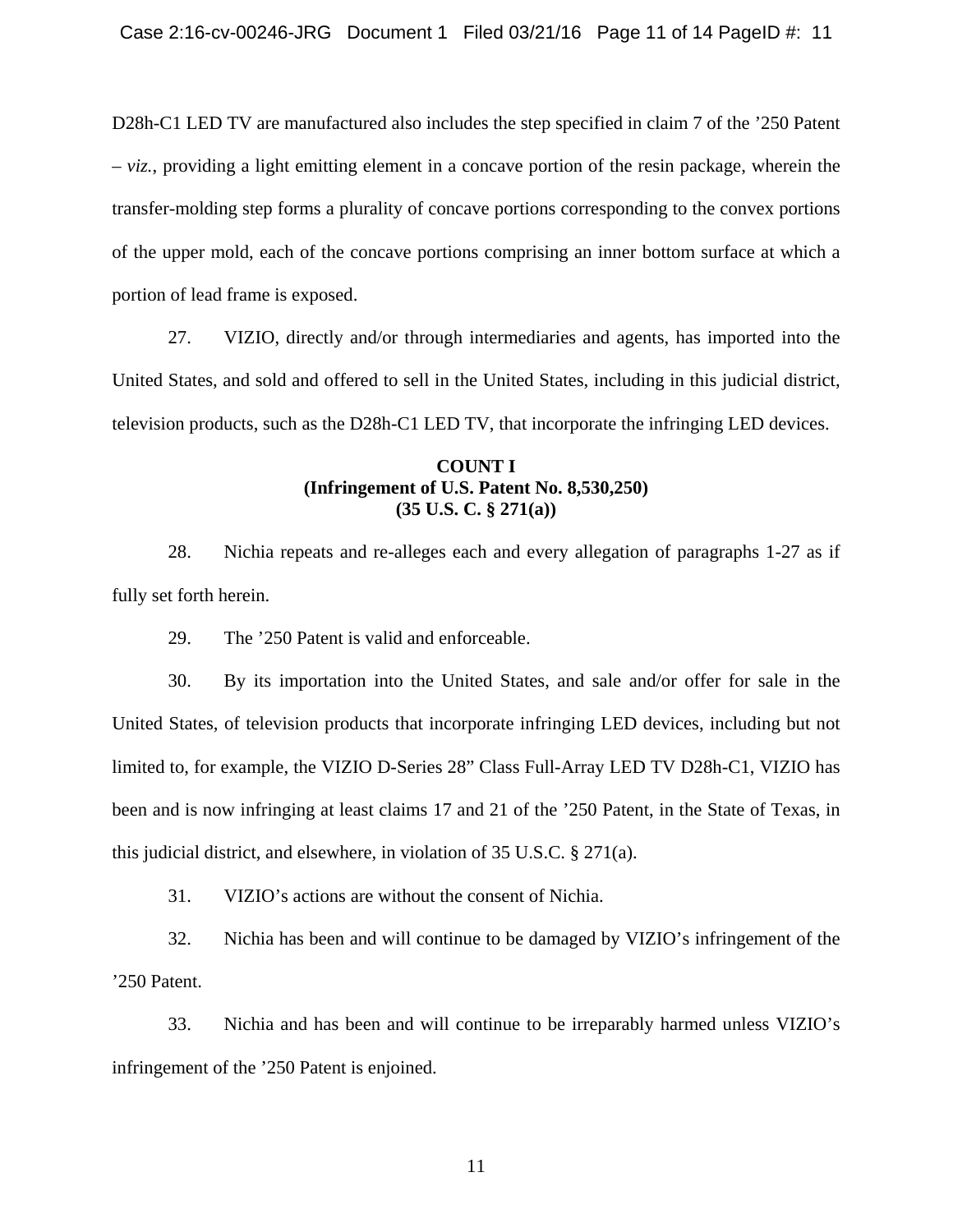D28h-C1 LED TV are manufactured also includes the step specified in claim 7 of the ’250 Patent – *viz.*, providing a light emitting element in a concave portion of the resin package, wherein the transfer-molding step forms a plurality of concave portions corresponding to the convex portions of the upper mold, each of the concave portions comprising an inner bottom surface at which a portion of lead frame is exposed.

27. VIZIO, directly and/or through intermediaries and agents, has imported into the United States, and sold and offered to sell in the United States, including in this judicial district, television products, such as the D28h-C1 LED TV, that incorporate the infringing LED devices.

**COUNT I**
**(Infringement of U.S. Patent No. 8,530,250)**
**(35 U.S. C. § 271(a))**

28. Nichia repeats and re-alleges each and every allegation of paragraphs 1-27 as if fully set forth herein.

29. The ’250 Patent is valid and enforceable.

30. By its importation into the United States, and sale and/or offer for sale in the United States, of television products that incorporate infringing LED devices, including but not limited to, for example, the VIZIO D-Series 28” Class Full-Array LED TV D28h-C1, VIZIO has been and is now infringing at least claims 17 and 21 of the ’250 Patent, in the State of Texas, in this judicial district, and elsewhere, in violation of 35 U.S.C. § 271(a).

31. VIZIO’s actions are without the consent of Nichia.

32. Nichia has been and will continue to be damaged by VIZIO’s infringement of the ’250 Patent.

33. Nichia and has been and will continue to be irreparably harmed unless VIZIO’s infringement of the ’250 Patent is enjoined.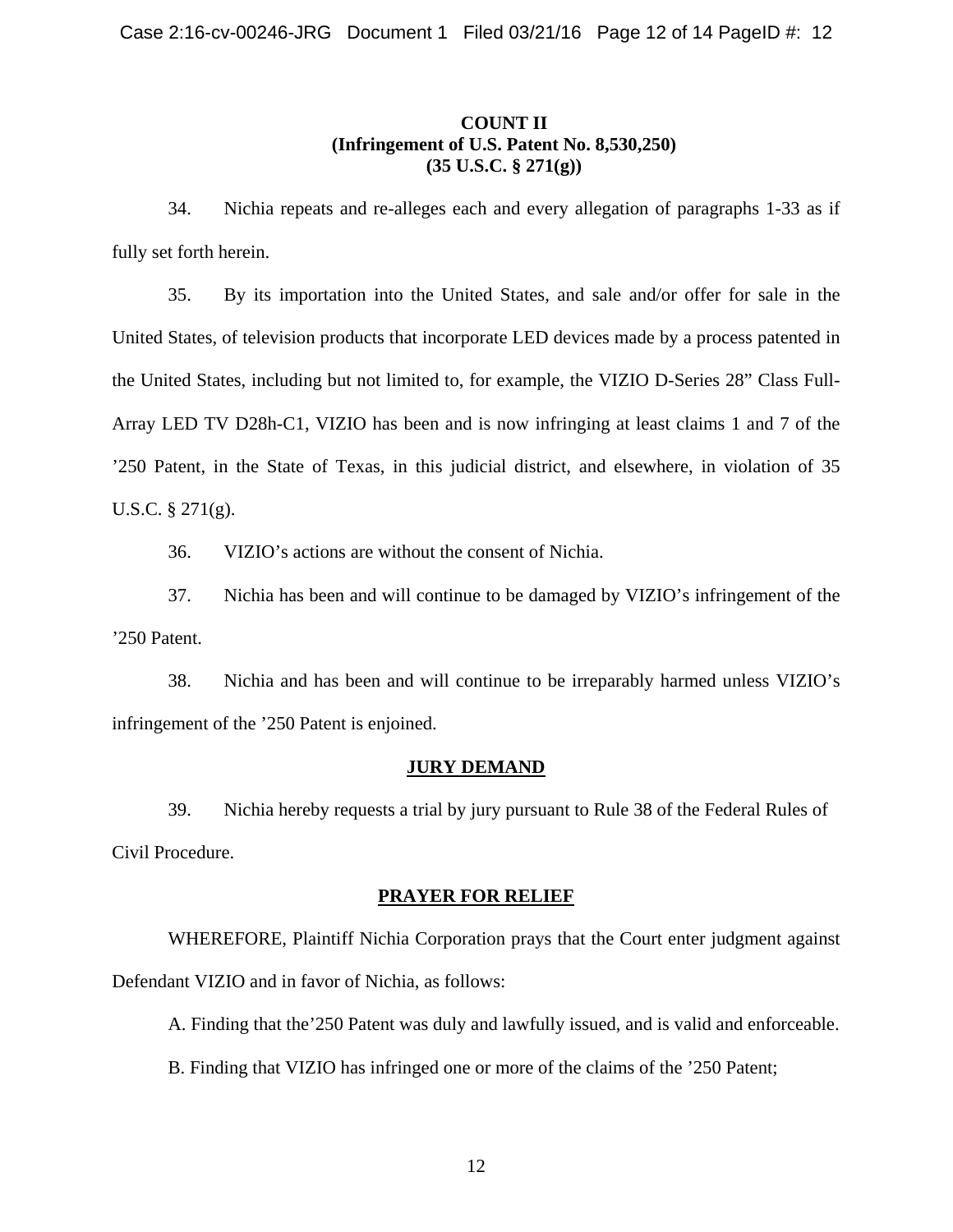**COUNT II**
**(Infringement of U.S. Patent No. 8,530,250)**
**(35 U.S.C. § 271(g))**

34. Nichia repeats and re-alleges each and every allegation of paragraphs 1-33 as if fully set forth herein.

35. By its importation into the United States, and sale and/or offer for sale in the United States, of television products that incorporate LED devices made by a process patented in the United States, including but not limited to, for example, the VIZIO D-Series 28" Class Full-Array LED TV D28h-C1, VIZIO has been and is now infringing at least claims 1 and 7 of the '250 Patent, in the State of Texas, in this judicial district, and elsewhere, in violation of 35 U.S.C. § 271(g).

36. VIZIO's actions are without the consent of Nichia.

37. Nichia has been and will continue to be damaged by VIZIO's infringement of the '250 Patent.

38. Nichia and has been and will continue to be irreparably harmed unless VIZIO's infringement of the '250 Patent is enjoined.

**JURY DEMAND**

39. Nichia hereby requests a trial by jury pursuant to Rule 38 of the Federal Rules of Civil Procedure.

**PRAYER FOR RELIEF**

WHEREFORE, Plaintiff Nichia Corporation prays that the Court enter judgment against Defendant VIZIO and in favor of Nichia, as follows:

A. Finding that the'250 Patent was duly and lawfully issued, and is valid and enforceable.

B. Finding that VIZIO has infringed one or more of the claims of the '250 Patent;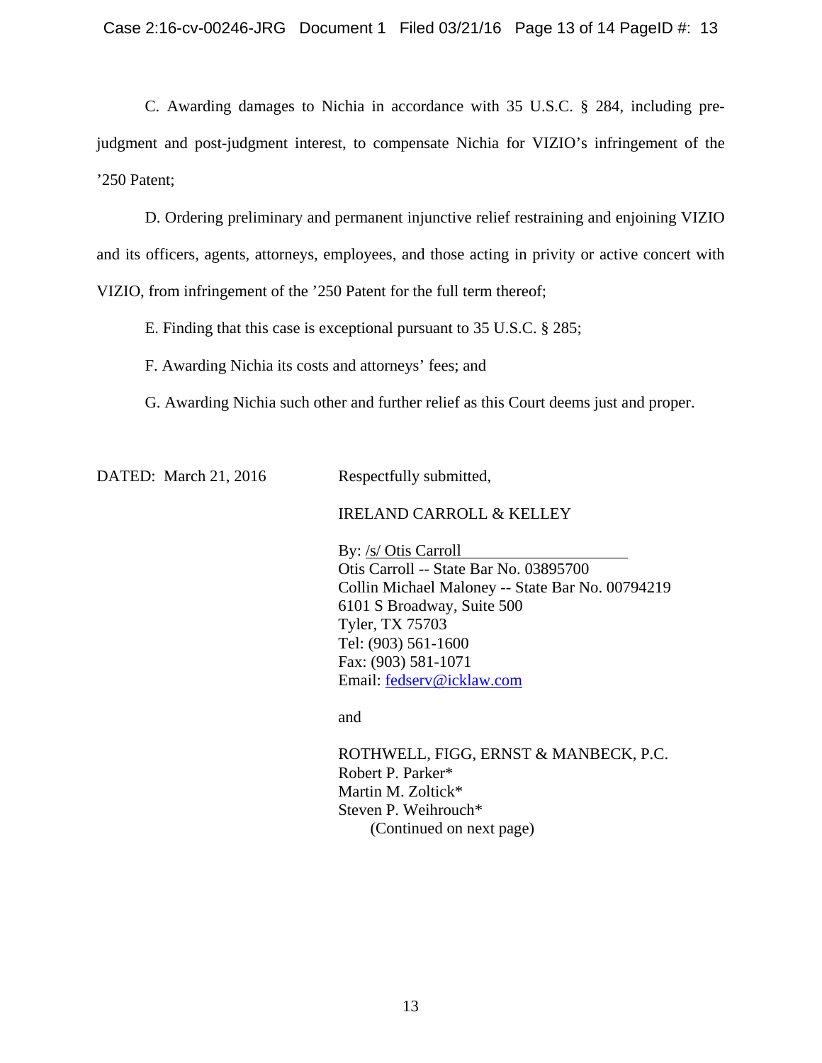C. Awarding damages to Nichia in accordance with 35 U.S.C. § 284, including pre-judgment and post-judgment interest, to compensate Nichia for VIZIO's infringement of the '250 Patent;

D. Ordering preliminary and permanent injunctive relief restraining and enjoining VIZIO and its officers, agents, attorneys, employees, and those acting in privity or active concert with VIZIO, from infringement of the '250 Patent for the full term thereof;

E. Finding that this case is exceptional pursuant to 35 U.S.C. § 285;

F. Awarding Nichia its costs and attorneys' fees; and

G. Awarding Nichia such other and further relief as this Court deems just and proper.

DATED: March 21, 2016

Respectfully submitted,

IRELAND CARROLL & KELLEY

By: /s/ Otis Carroll
Otis Carroll -- State Bar No. 03895700
Collin Michael Maloney -- State Bar No. 00794219
6101 S Broadway, Suite 500
Tyler, TX 75703
Tel: (903) 561-1600
Fax: (903) 581-1071
Email: fedserv@icklaw.com

and

ROTHWELL, FIGG, ERNST & MANBECK, P.C.
Robert P. Parker*
Martin M. Zoltick*
Steven P. Weihrouch*
(Continued on next page)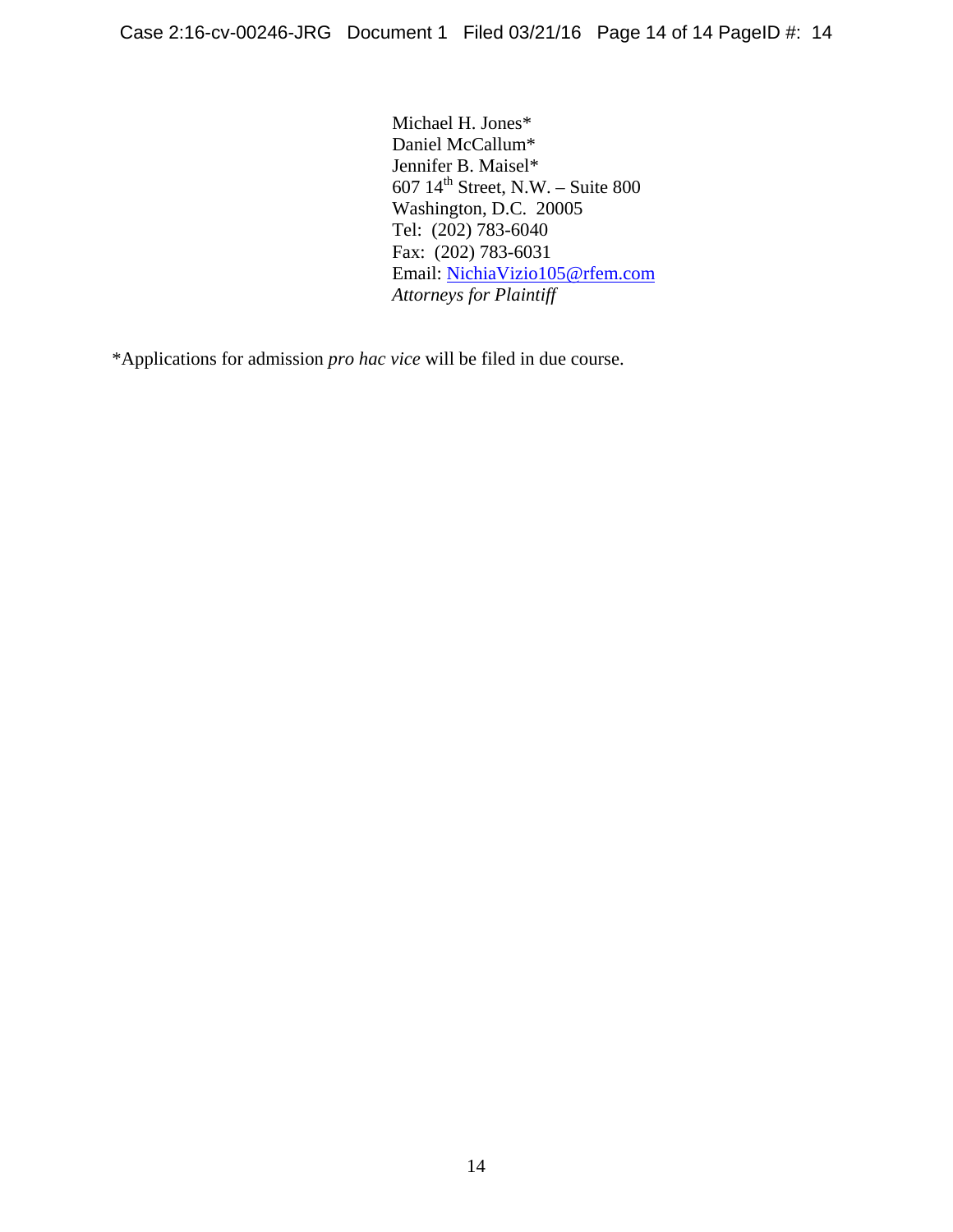Michael H. Jones*
Daniel McCallum*
Jennifer B. Maisel*
607 14th Street, N.W. – Suite 800
Washington, D.C. 20005
Tel: (202) 783-6040
Fax: (202) 783-6031
Email: NichiaVizio105@rfem.com
*Attorneys for Plaintiff*

*Applications for admission *pro hac vice* will be filed in due course.